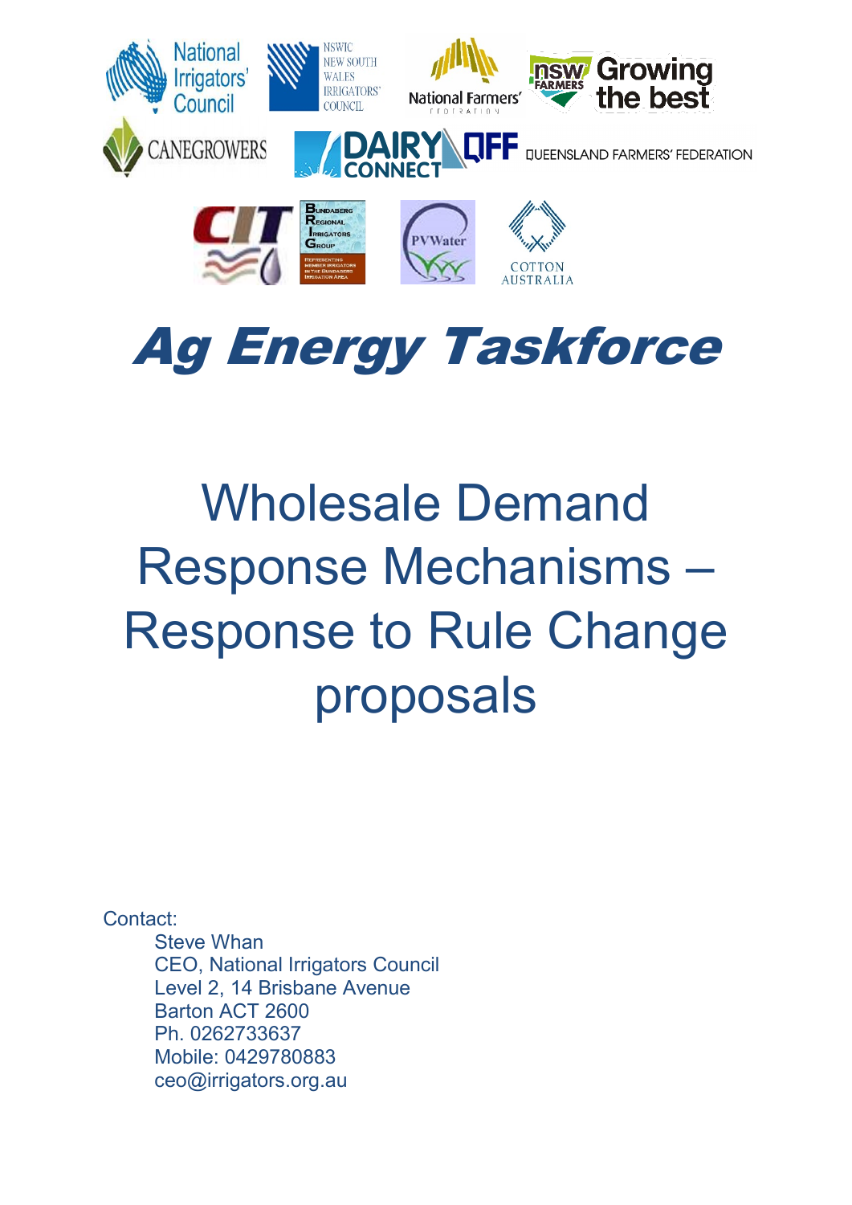# Ag Energy Taskforce

# Wholesale Demand Response Mechanisms – Response to Rule Change proposals

Contact:

Steve Whan
CEO, National Irrigators Council
Level 2, 14 Brisbane Avenue
Barton ACT 2600
Ph. 0262733637
Mobile: 0429780883
ceo@irrigators.org.au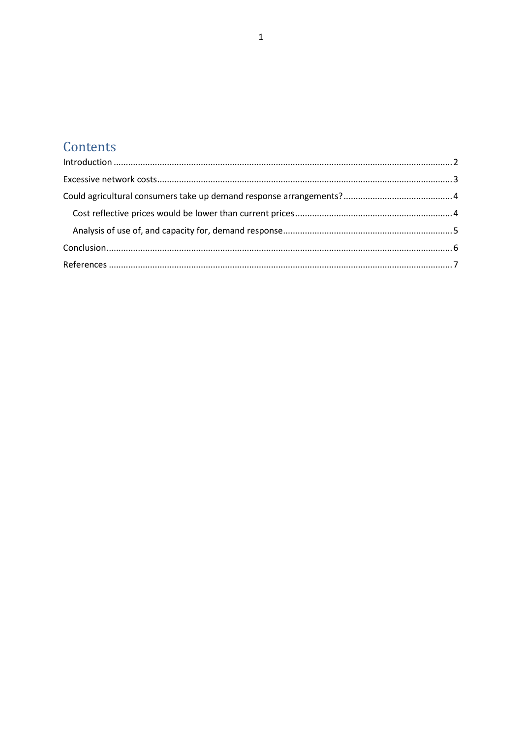## Contents

Introduction ........................................................................................................................................ 2

Excessive network costs ...................................................................................................................... 3

Could agricultural consumers take up demand response arrangements? ............................................ 4

- Cost reflective prices would be lower than current prices ................................................................ 4
- Analysis of use of, and capacity for, demand response ..................................................................... 5

Conclusion ........................................................................................................................................... 6

References ........................................................................................................................................... 7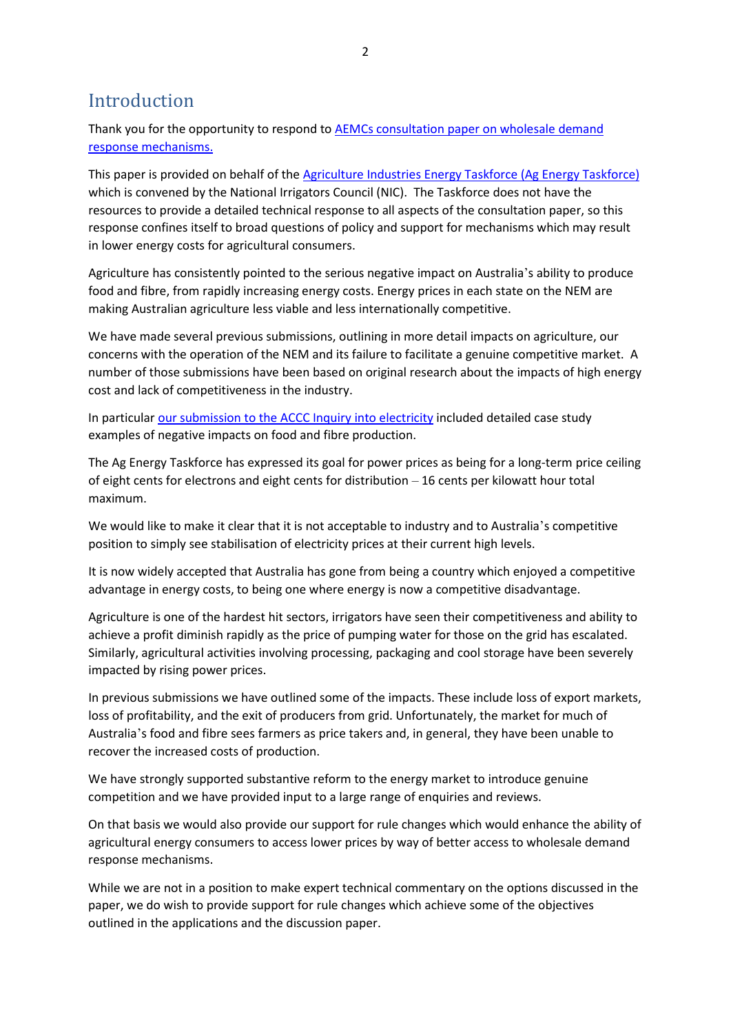# Introduction

Thank you for the opportunity to respond to AEMCs consultation paper on wholesale demand response mechanisms.

This paper is provided on behalf of the Agriculture Industries Energy Taskforce (Ag Energy Taskforce) which is convened by the National Irrigators Council (NIC). The Taskforce does not have the resources to provide a detailed technical response to all aspects of the consultation paper, so this response confines itself to broad questions of policy and support for mechanisms which may result in lower energy costs for agricultural consumers.

Agriculture has consistently pointed to the serious negative impact on Australia's ability to produce food and fibre, from rapidly increasing energy costs. Energy prices in each state on the NEM are making Australian agriculture less viable and less internationally competitive.

We have made several previous submissions, outlining in more detail impacts on agriculture, our concerns with the operation of the NEM and its failure to facilitate a genuine competitive market. A number of those submissions have been based on original research about the impacts of high energy cost and lack of competitiveness in the industry.

In particular our submission to the ACCC Inquiry into electricity included detailed case study examples of negative impacts on food and fibre production.

The Ag Energy Taskforce has expressed its goal for power prices as being for a long-term price ceiling of eight cents for electrons and eight cents for distribution – 16 cents per kilowatt hour total maximum.

We would like to make it clear that it is not acceptable to industry and to Australia's competitive position to simply see stabilisation of electricity prices at their current high levels.

It is now widely accepted that Australia has gone from being a country which enjoyed a competitive advantage in energy costs, to being one where energy is now a competitive disadvantage.

Agriculture is one of the hardest hit sectors, irrigators have seen their competitiveness and ability to achieve a profit diminish rapidly as the price of pumping water for those on the grid has escalated. Similarly, agricultural activities involving processing, packaging and cool storage have been severely impacted by rising power prices.

In previous submissions we have outlined some of the impacts. These include loss of export markets, loss of profitability, and the exit of producers from grid. Unfortunately, the market for much of Australia's food and fibre sees farmers as price takers and, in general, they have been unable to recover the increased costs of production.

We have strongly supported substantive reform to the energy market to introduce genuine competition and we have provided input to a large range of enquiries and reviews.

On that basis we would also provide our support for rule changes which would enhance the ability of agricultural energy consumers to access lower prices by way of better access to wholesale demand response mechanisms.

While we are not in a position to make expert technical commentary on the options discussed in the paper, we do wish to provide support for rule changes which achieve some of the objectives outlined in the applications and the discussion paper.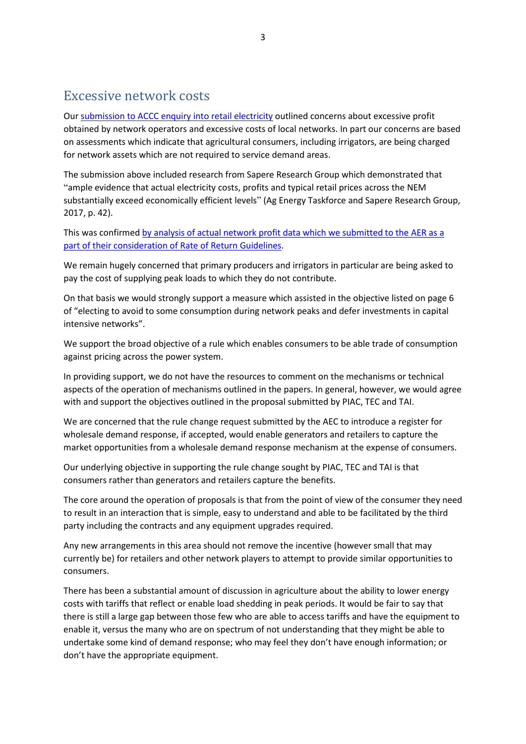## Excessive network costs

Our submission to ACCC enquiry into retail electricity outlined concerns about excessive profit obtained by network operators and excessive costs of local networks. In part our concerns are based on assessments which indicate that agricultural consumers, including irrigators, are being charged for network assets which are not required to service demand areas.

The submission above included research from Sapere Research Group which demonstrated that "ample evidence that actual electricity costs, profits and typical retail prices across the NEM substantially exceed economically efficient levels" (Ag Energy Taskforce and Sapere Research Group, 2017, p. 42).

This was confirmed by analysis of actual network profit data which we submitted to the AER as a part of their consideration of Rate of Return Guidelines.

We remain hugely concerned that primary producers and irrigators in particular are being asked to pay the cost of supplying peak loads to which they do not contribute.

On that basis we would strongly support a measure which assisted in the objective listed on page 6 of "electing to avoid to some consumption during network peaks and defer investments in capital intensive networks".

We support the broad objective of a rule which enables consumers to be able trade of consumption against pricing across the power system.

In providing support, we do not have the resources to comment on the mechanisms or technical aspects of the operation of mechanisms outlined in the papers. In general, however, we would agree with and support the objectives outlined in the proposal submitted by PIAC, TEC and TAI.

We are concerned that the rule change request submitted by the AEC to introduce a register for wholesale demand response, if accepted, would enable generators and retailers to capture the market opportunities from a wholesale demand response mechanism at the expense of consumers.

Our underlying objective in supporting the rule change sought by PIAC, TEC and TAI is that consumers rather than generators and retailers capture the benefits.

The core around the operation of proposals is that from the point of view of the consumer they need to result in an interaction that is simple, easy to understand and able to be facilitated by the third party including the contracts and any equipment upgrades required.

Any new arrangements in this area should not remove the incentive (however small that may currently be) for retailers and other network players to attempt to provide similar opportunities to consumers.

There has been a substantial amount of discussion in agriculture about the ability to lower energy costs with tariffs that reflect or enable load shedding in peak periods. It would be fair to say that there is still a large gap between those few who are able to access tariffs and have the equipment to enable it, versus the many who are on spectrum of not understanding that they might be able to undertake some kind of demand response; who may feel they don't have enough information; or don't have the appropriate equipment.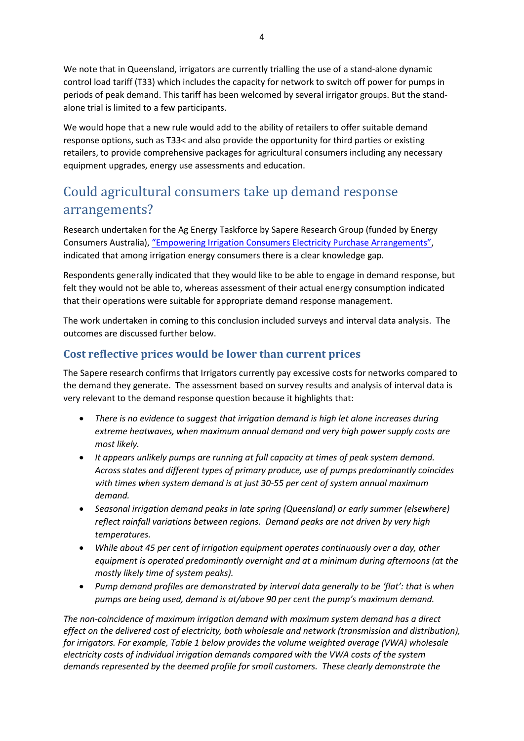We note that in Queensland, irrigators are currently trialling the use of a stand-alone dynamic control load tariff (T33) which includes the capacity for network to switch off power for pumps in periods of peak demand. This tariff has been welcomed by several irrigator groups. But the stand-alone trial is limited to a few participants.

We would hope that a new rule would add to the ability of retailers to offer suitable demand response options, such as T33< and also provide the opportunity for third parties or existing retailers, to provide comprehensive packages for agricultural consumers including any necessary equipment upgrades, energy use assessments and education.

## Could agricultural consumers take up demand response arrangements?

Research undertaken for the Ag Energy Taskforce by Sapere Research Group (funded by Energy Consumers Australia), "Empowering Irrigation Consumers Electricity Purchase Arrangements", indicated that among irrigation energy consumers there is a clear knowledge gap.

Respondents generally indicated that they would like to be able to engage in demand response, but felt they would not be able to, whereas assessment of their actual energy consumption indicated that their operations were suitable for appropriate demand response management.

The work undertaken in coming to this conclusion included surveys and interval data analysis. The outcomes are discussed further below.

### Cost reflective prices would be lower than current prices

The Sapere research confirms that Irrigators currently pay excessive costs for networks compared to the demand they generate. The assessment based on survey results and analysis of interval data is very relevant to the demand response question because it highlights that:

- *There is no evidence to suggest that irrigation demand is high let alone increases during extreme heatwaves, when maximum annual demand and very high power supply costs are most likely.*
- *It appears unlikely pumps are running at full capacity at times of peak system demand. Across states and different types of primary produce, use of pumps predominantly coincides with times when system demand is at just 30-55 per cent of system annual maximum demand.*
- *Seasonal irrigation demand peaks in late spring (Queensland) or early summer (elsewhere) reflect rainfall variations between regions. Demand peaks are not driven by very high temperatures.*
- *While about 45 per cent of irrigation equipment operates continuously over a day, other equipment is operated predominantly overnight and at a minimum during afternoons (at the mostly likely time of system peaks).*
- *Pump demand profiles are demonstrated by interval data generally to be 'flat': that is when pumps are being used, demand is at/above 90 per cent the pump's maximum demand.*

*The non-coincidence of maximum irrigation demand with maximum system demand has a direct effect on the delivered cost of electricity, both wholesale and network (transmission and distribution), for irrigators. For example, Table 1 below provides the volume weighted average (VWA) wholesale electricity costs of individual irrigation demands compared with the VWA costs of the system demands represented by the deemed profile for small customers. These clearly demonstrate the*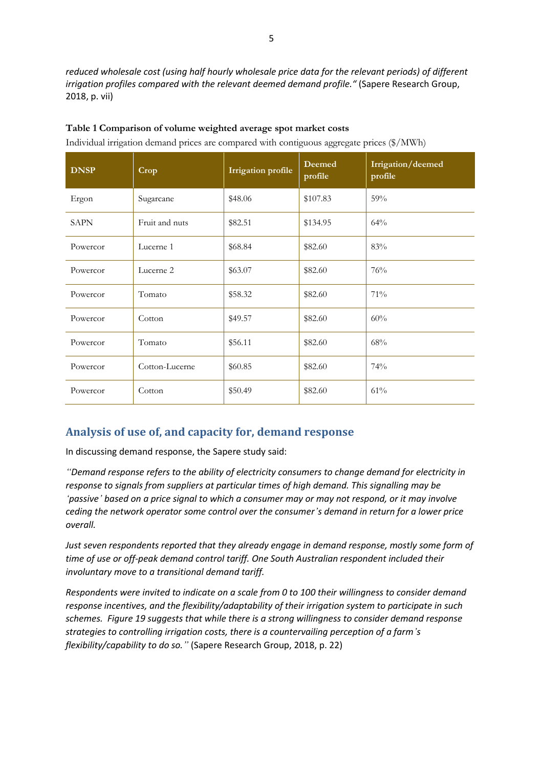*reduced wholesale cost (using half hourly wholesale price data for the relevant periods) of different irrigation profiles compared with the relevant deemed demand profile."* (Sapere Research Group, 2018, p. vii)

**Table 1 Comparison of volume weighted average spot market costs**

Individual irrigation demand prices are compared with contiguous aggregate prices ($/MWh)

| DNSP | Crop | Irrigation profile | Deemed profile | Irrigation/deemed profile |
|---|---|---|---|---|
| Ergon | Sugarcane | $48.06 | $107.83 | 59% |
| SAPN | Fruit and nuts | $82.51 | $134.95 | 64% |
| Powercor | Lucerne 1 | $68.84 | $82.60 | 83% |
| Powercor | Lucerne 2 | $63.07 | $82.60 | 76% |
| Powercor | Tomato | $58.32 | $82.60 | 71% |
| Powercor | Cotton | $49.57 | $82.60 | 60% |
| Powercor | Tomato | $56.11 | $82.60 | 68% |
| Powercor | Cotton-Lucerne | $60.85 | $82.60 | 74% |
| Powercor | Cotton | $50.49 | $82.60 | 61% |

## Analysis of use of, and capacity for, demand response

In discussing demand response, the Sapere study said:

*"Demand response refers to the ability of electricity consumers to change demand for electricity in response to signals from suppliers at particular times of high demand. This signalling may be 'passive' based on a price signal to which a consumer may or may not respond, or it may involve ceding the network operator some control over the consumer's demand in return for a lower price overall.*

*Just seven respondents reported that they already engage in demand response, mostly some form of time of use or off-peak demand control tariff. One South Australian respondent included their involuntary move to a transitional demand tariff.*

*Respondents were invited to indicate on a scale from 0 to 100 their willingness to consider demand response incentives, and the flexibility/adaptability of their irrigation system to participate in such schemes. Figure 19 suggests that while there is a strong willingness to consider demand response strategies to controlling irrigation costs, there is a countervailing perception of a farm's flexibility/capability to do so."* (Sapere Research Group, 2018, p. 22)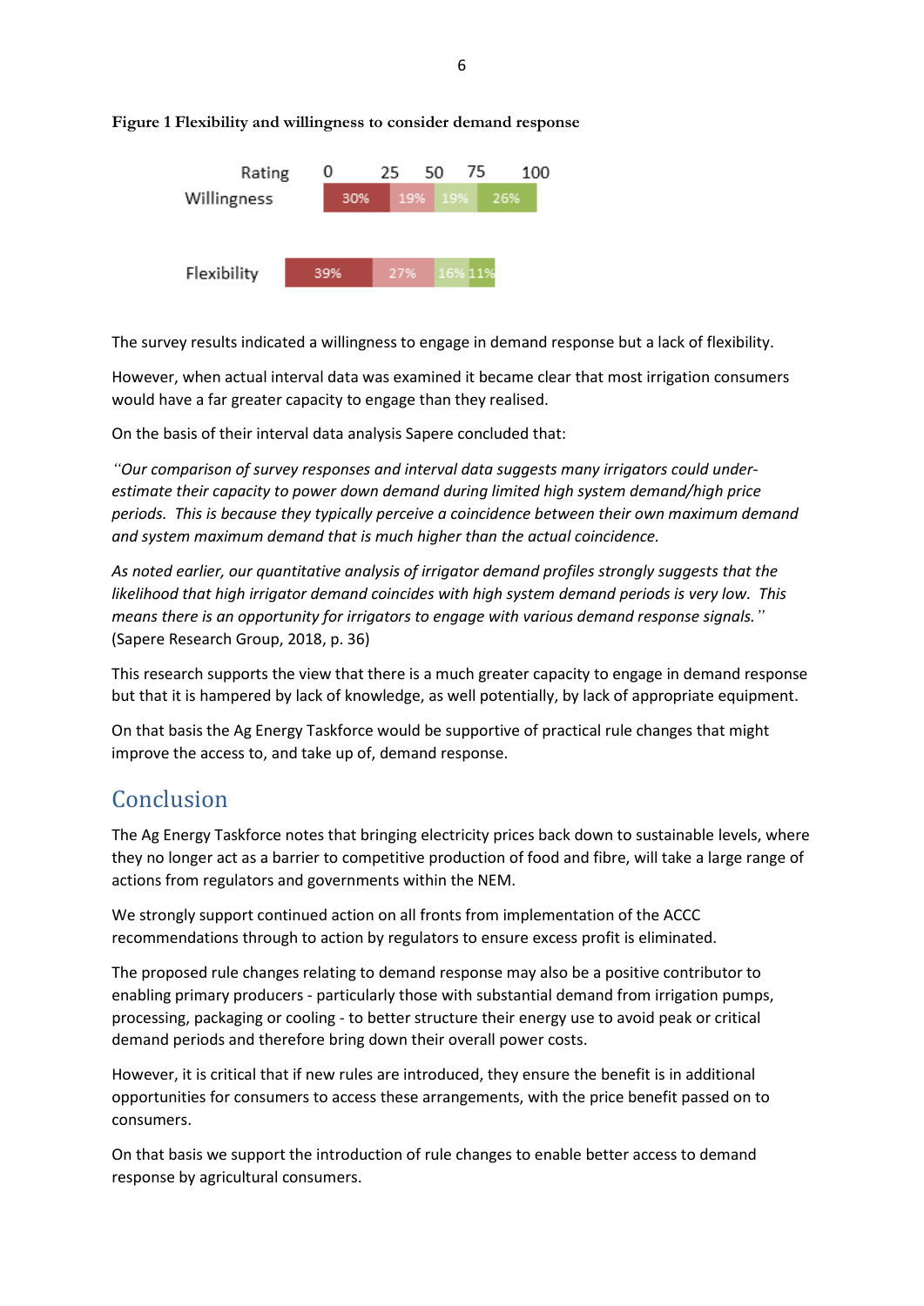**Figure 1 Flexibility and willingness to consider demand response**

| Rating | 0 | 25 | 50 | 75 | 100 |
|---|---|---|---|---|---|
| Willingness | 30% | 19% | 19% | 26% | |
| Flexibility | 39% | 27% | 16% | 11% | |

The survey results indicated a willingness to engage in demand response but a lack of flexibility.

However, when actual interval data was examined it became clear that most irrigation consumers would have a far greater capacity to engage than they realised.

On the basis of their interval data analysis Sapere concluded that:

*"Our comparison of survey responses and interval data suggests many irrigators could under-estimate their capacity to power down demand during limited high system demand/high price periods. This is because they typically perceive a coincidence between their own maximum demand and system maximum demand that is much higher than the actual coincidence.*

*As noted earlier, our quantitative analysis of irrigator demand profiles strongly suggests that the likelihood that high irrigator demand coincides with high system demand periods is very low. This means there is an opportunity for irrigators to engage with various demand response signals."* (Sapere Research Group, 2018, p. 36)

This research supports the view that there is a much greater capacity to engage in demand response but that it is hampered by lack of knowledge, as well potentially, by lack of appropriate equipment.

On that basis the Ag Energy Taskforce would be supportive of practical rule changes that might improve the access to, and take up of, demand response.

## Conclusion

The Ag Energy Taskforce notes that bringing electricity prices back down to sustainable levels, where they no longer act as a barrier to competitive production of food and fibre, will take a large range of actions from regulators and governments within the NEM.

We strongly support continued action on all fronts from implementation of the ACCC recommendations through to action by regulators to ensure excess profit is eliminated.

The proposed rule changes relating to demand response may also be a positive contributor to enabling primary producers - particularly those with substantial demand from irrigation pumps, processing, packaging or cooling - to better structure their energy use to avoid peak or critical demand periods and therefore bring down their overall power costs.

However, it is critical that if new rules are introduced, they ensure the benefit is in additional opportunities for consumers to access these arrangements, with the price benefit passed on to consumers.

On that basis we support the introduction of rule changes to enable better access to demand response by agricultural consumers.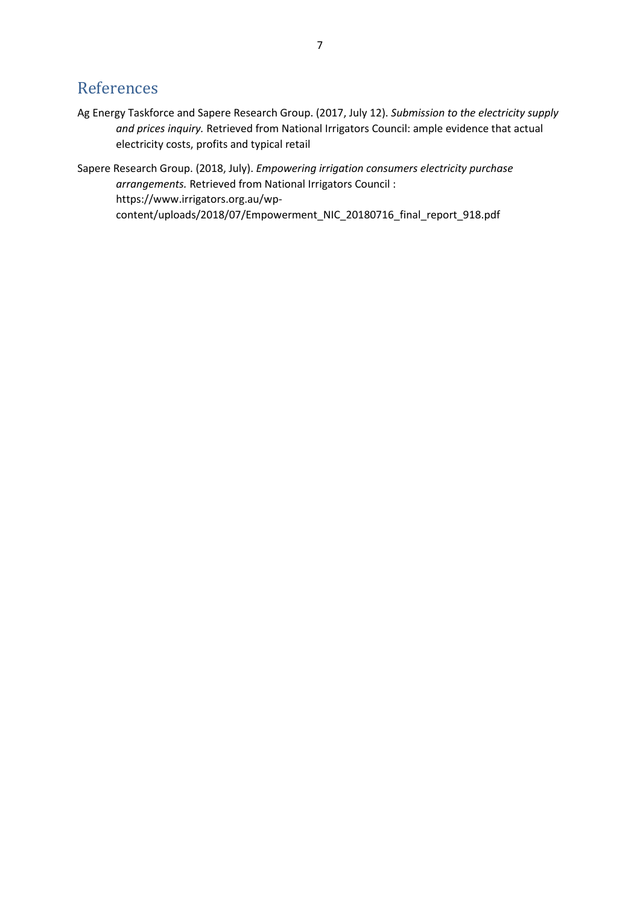## References

Ag Energy Taskforce and Sapere Research Group. (2017, July 12). *Submission to the electricity supply and prices inquiry.* Retrieved from National Irrigators Council: ample evidence that actual electricity costs, profits and typical retail

Sapere Research Group. (2018, July). *Empowering irrigation consumers electricity purchase arrangements.* Retrieved from National Irrigators Council : https://www.irrigators.org.au/wp-content/uploads/2018/07/Empowerment_NIC_20180716_final_report_918.pdf